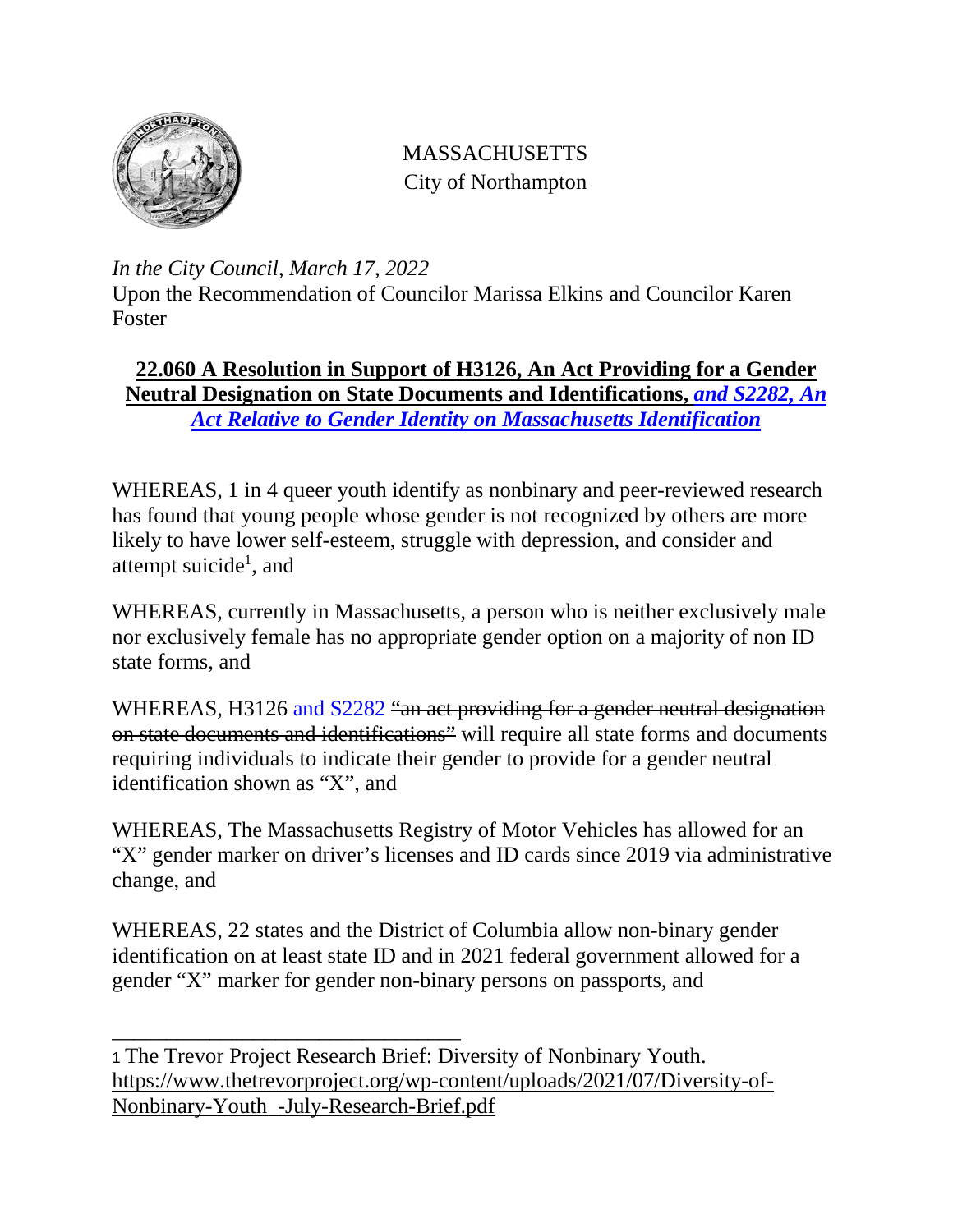MASSACHUSETTS
City of Northampton

*In the City Council, March 17, 2022*
Upon the Recommendation of Councilor Marissa Elkins and Councilor Karen Foster

**22.060 A Resolution in Support of H3126, An Act Providing for a Gender Neutral Designation on State Documents and Identifications, *and S2282, An Act Relative to Gender Identity on Massachusetts Identification***

WHEREAS, 1 in 4 queer youth identify as nonbinary and peer-reviewed research has found that young people whose gender is not recognized by others are more likely to have lower self-esteem, struggle with depression, and consider and attempt suicide[1], and

WHEREAS, currently in Massachusetts, a person who is neither exclusively male nor exclusively female has no appropriate gender option on a majority of non ID state forms, and

WHEREAS, H3126 and S2282 ~~"an act providing for a gender neutral designation on state documents and identifications"~~ will require all state forms and documents requiring individuals to indicate their gender to provide for a gender neutral identification shown as "X", and

WHEREAS, The Massachusetts Registry of Motor Vehicles has allowed for an "X" gender marker on driver's licenses and ID cards since 2019 via administrative change, and

WHEREAS, 22 states and the District of Columbia allow non-binary gender identification on at least state ID and in 2021 federal government allowed for a gender "X" marker for gender non-binary persons on passports, and

---

1 The Trevor Project Research Brief: Diversity of Nonbinary Youth. https://www.thetrevorproject.org/wp-content/uploads/2021/07/Diversity-of-Nonbinary-Youth_-July-Research-Brief.pdf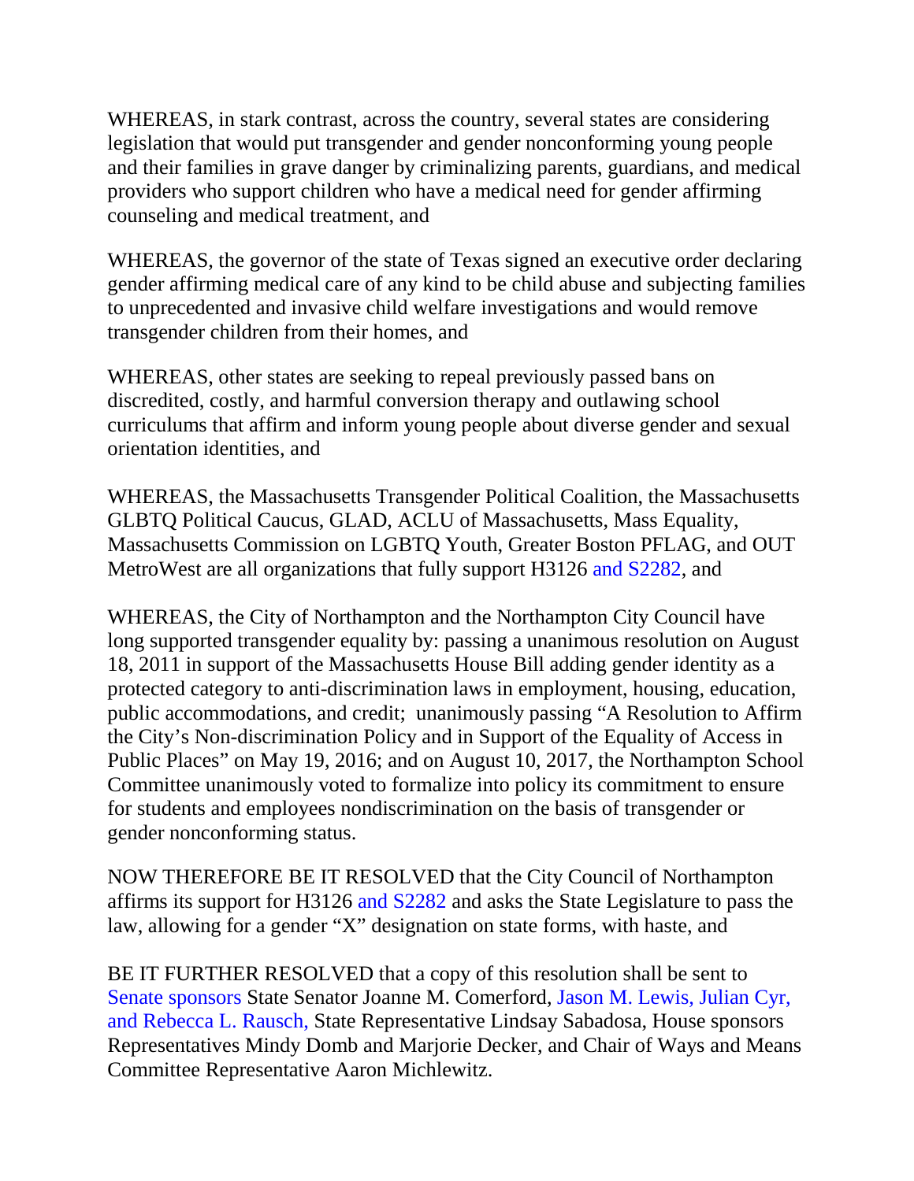WHEREAS, in stark contrast, across the country, several states are considering legislation that would put transgender and gender nonconforming young people and their families in grave danger by criminalizing parents, guardians, and medical providers who support children who have a medical need for gender affirming counseling and medical treatment, and

WHEREAS, the governor of the state of Texas signed an executive order declaring gender affirming medical care of any kind to be child abuse and subjecting families to unprecedented and invasive child welfare investigations and would remove transgender children from their homes, and

WHEREAS, other states are seeking to repeal previously passed bans on discredited, costly, and harmful conversion therapy and outlawing school curriculums that affirm and inform young people about diverse gender and sexual orientation identities, and

WHEREAS, the Massachusetts Transgender Political Coalition, the Massachusetts GLBTQ Political Caucus, GLAD, ACLU of Massachusetts, Mass Equality, Massachusetts Commission on LGBTQ Youth, Greater Boston PFLAG, and OUT MetroWest are all organizations that fully support H3126 and S2282, and

WHEREAS, the City of Northampton and the Northampton City Council have long supported transgender equality by: passing a unanimous resolution on August 18, 2011 in support of the Massachusetts House Bill adding gender identity as a protected category to anti-discrimination laws in employment, housing, education, public accommodations, and credit; unanimously passing "A Resolution to Affirm the City's Non-discrimination Policy and in Support of the Equality of Access in Public Places" on May 19, 2016; and on August 10, 2017, the Northampton School Committee unanimously voted to formalize into policy its commitment to ensure for students and employees nondiscrimination on the basis of transgender or gender nonconforming status.

NOW THEREFORE BE IT RESOLVED that the City Council of Northampton affirms its support for H3126 and S2282 and asks the State Legislature to pass the law, allowing for a gender "X" designation on state forms, with haste, and

BE IT FURTHER RESOLVED that a copy of this resolution shall be sent to Senate sponsors State Senator Joanne M. Comerford, Jason M. Lewis, Julian Cyr, and Rebecca L. Rausch, State Representative Lindsay Sabadosa, House sponsors Representatives Mindy Domb and Marjorie Decker, and Chair of Ways and Means Committee Representative Aaron Michlewitz.